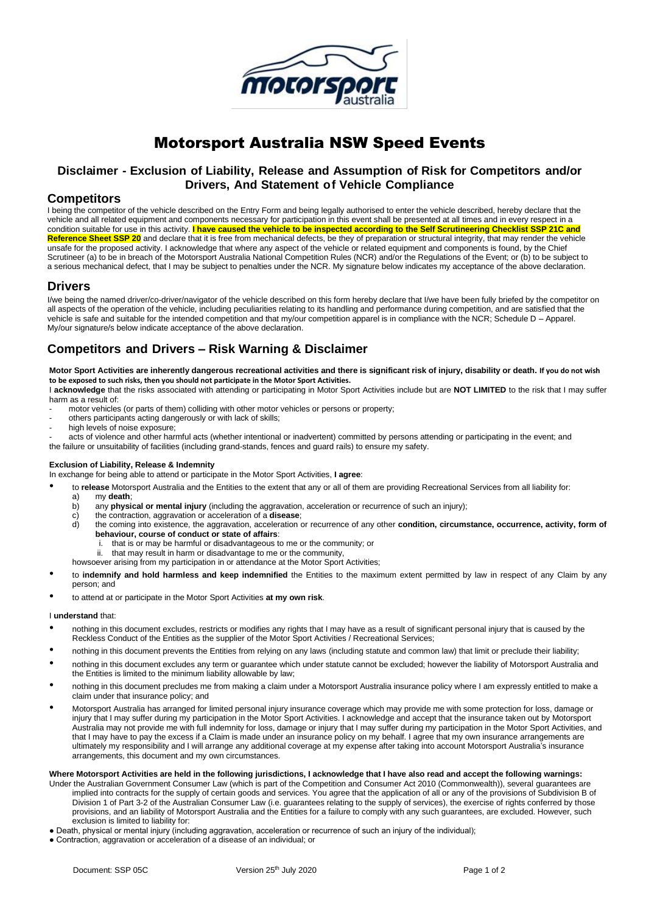# Motorsport Australia NSW Speed Events

## Disclaimer - Exclusion of Liability, Release and Assumption of Risk for Competitors and/or Drivers, And Statement of Vehicle Compliance

## Competitors

I being the competitor of the vehicle described on the Entry Form and being legally authorised to enter the vehicle described, hereby declare that the vehicle and all related equipment and components necessary for participation in this event shall be presented at all times and in every respect in a condition suitable for use in this activity. **I have caused the vehicle to be inspected according to the Self Scrutineering Checklist SSP 21C and Reference Sheet SSP 20** and declare that it is free from mechanical defects, be they of preparation or structural integrity, that may render the vehicle unsafe for the proposed activity. I acknowledge that where any aspect of the vehicle or related equipment and components is found, by the Chief Scrutineer (a) to be in breach of the Motorsport Australia National Competition Rules (NCR) and/or the Regulations of the Event; or (b) to be subject to a serious mechanical defect, that I may be subject to penalties under the NCR. My signature below indicates my acceptance of the above declaration.

## Drivers

I/we being the named driver/co-driver/navigator of the vehicle described on this form hereby declare that I/we have been fully briefed by the competitor on all aspects of the operation of the vehicle, including peculiarities relating to its handling and performance during competition, and are satisfied that the vehicle is safe and suitable for the intended competition and that my/our competition apparel is in compliance with the NCR; Schedule D – Apparel. My/our signature/s below indicate acceptance of the above declaration.

## Competitors and Drivers – Risk Warning & Disclaimer

**Motor Sport Activities are inherently dangerous recreational activities and there is significant risk of injury, disability or death. If you do not wish to be exposed to such risks, then you should not participate in the Motor Sport Activities.**

I **acknowledge** that the risks associated with attending or participating in Motor Sport Activities include but are **NOT LIMITED** to the risk that I may suffer harm as a result of:

- motor vehicles (or parts of them) colliding with other motor vehicles or persons or property;
- others participants acting dangerously or with lack of skills;
- high levels of noise exposure;
- acts of violence and other harmful acts (whether intentional or inadvertent) committed by persons attending or participating in the event; and

the failure or unsuitability of facilities (including grand-stands, fences and guard rails) to ensure my safety.

**Exclusion of Liability, Release & Indemnity**

In exchange for being able to attend or participate in the Motor Sport Activities, **I agree**:

- to **release** Motorsport Australia and the Entities to the extent that any or all of them are providing Recreational Services from all liability for:
  a) my **death**;
  b) any **physical or mental injury** (including the aggravation, acceleration or recurrence of such an injury);
  c) the contraction, aggravation or acceleration of a **disease**;
  d) the coming into existence, the aggravation, acceleration or recurrence of any other **condition, circumstance, occurrence, activity, form of behaviour, course of conduct or state of affairs**:
     i. that is or may be harmful or disadvantageous to me or the community; or
     ii. that may result in harm or disadvantage to me or the community,

  howsoever arising from my participation in or attendance at the Motor Sport Activities;
- to **indemnify and hold harmless and keep indemnified** the Entities to the maximum extent permitted by law in respect of any Claim by any person; and
- to attend at or participate in the Motor Sport Activities **at my own risk**.

I **understand** that:

- nothing in this document excludes, restricts or modifies any rights that I may have as a result of significant personal injury that is caused by the Reckless Conduct of the Entities as the supplier of the Motor Sport Activities / Recreational Services;
- nothing in this document prevents the Entities from relying on any laws (including statute and common law) that limit or preclude their liability;
- nothing in this document excludes any term or guarantee which under statute cannot be excluded; however the liability of Motorsport Australia and the Entities is limited to the minimum liability allowable by law;
- nothing in this document precludes me from making a claim under a Motorsport Australia insurance policy where I am expressly entitled to make a claim under that insurance policy; and
- Motorsport Australia has arranged for limited personal injury insurance coverage which may provide me with some protection for loss, damage or injury that I may suffer during my participation in the Motor Sport Activities. I acknowledge and accept that the insurance taken out by Motorsport Australia may not provide me with full indemnity for loss, damage or injury that I may suffer during my participation in the Motor Sport Activities, and that I may have to pay the excess if a Claim is made under an insurance policy on my behalf. I agree that my own insurance arrangements are ultimately my responsibility and I will arrange any additional coverage at my expense after taking into account Motorsport Australia's insurance arrangements, this document and my own circumstances.

**Where Motorsport Activities are held in the following jurisdictions, I acknowledge that I have also read and accept the following warnings:**

Under the Australian Government Consumer Law (which is part of the Competition and Consumer Act 2010 (Commonwealth)), several guarantees are implied into contracts for the supply of certain goods and services. You agree that the application of all or any of the provisions of Subdivision B of Division 1 of Part 3-2 of the Australian Consumer Law (i.e. guarantees relating to the supply of services), the exercise of rights conferred by those provisions, and an liability of Motorsport Australia and the Entities for a failure to comply with any such guarantees, are excluded. However, such exclusion is limited to liability for:

- Death, physical or mental injury (including aggravation, acceleration or recurrence of such an injury of the individual);
- Contraction, aggravation or acceleration of a disease of an individual; or

Document: SSP 05C Version 25th July 2020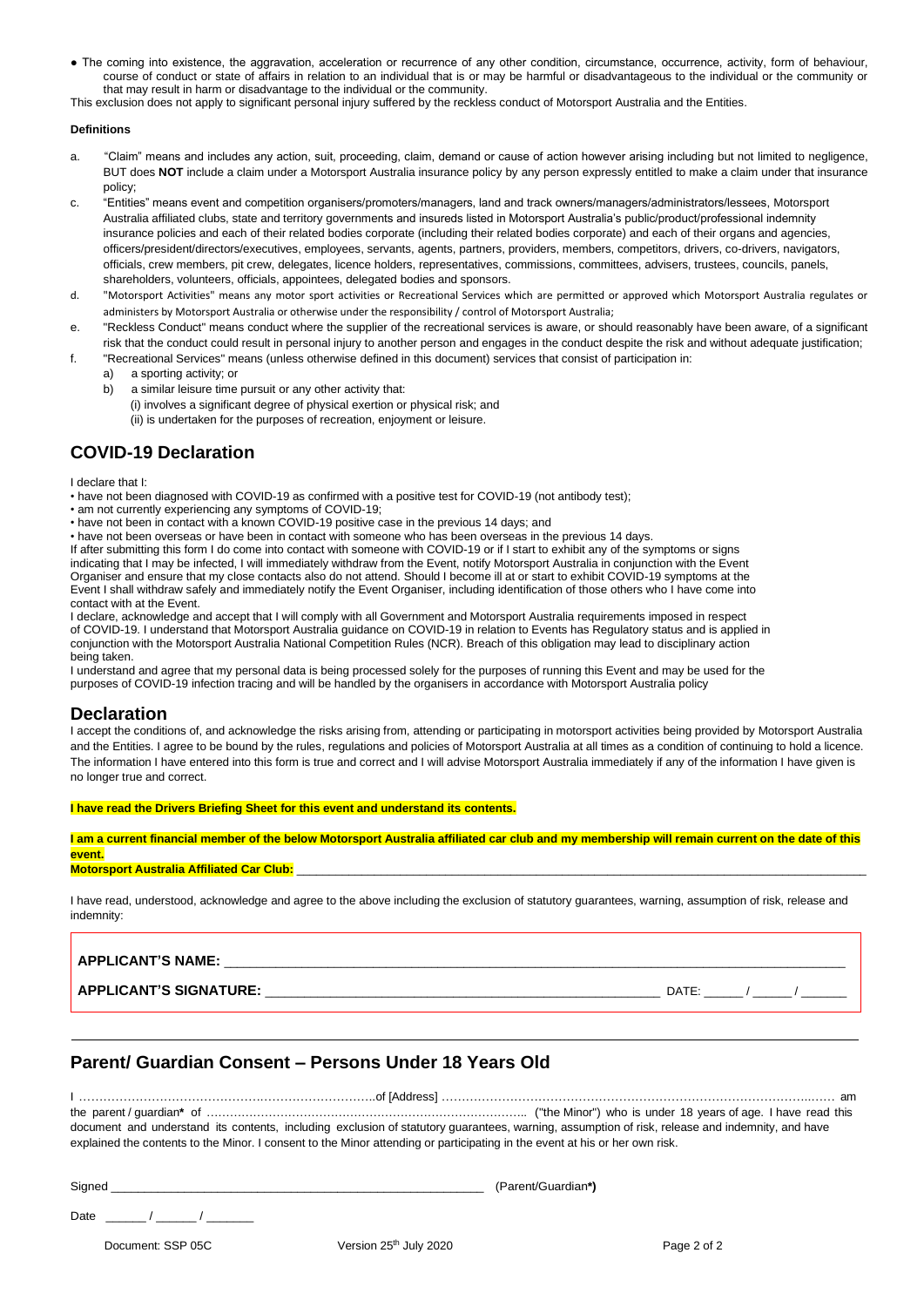- The coming into existence, the aggravation, acceleration or recurrence of any other condition, circumstance, occurrence, activity, form of behaviour, course of conduct or state of affairs in relation to an individual that is or may be harmful or disadvantageous to the individual or the community or that may result in harm or disadvantage to the individual or the community.

This exclusion does not apply to significant personal injury suffered by the reckless conduct of Motorsport Australia and the Entities.

**Definitions**

a. "Claim" means and includes any action, suit, proceeding, claim, demand or cause of action however arising including but not limited to negligence, BUT does **NOT** include a claim under a Motorsport Australia insurance policy by any person expressly entitled to make a claim under that insurance policy;

c. "Entities" means event and competition organisers/promoters/managers, land and track owners/managers/administrators/lessees, Motorsport Australia affiliated clubs, state and territory governments and insureds listed in Motorsport Australia's public/product/professional indemnity insurance policies and each of their related bodies corporate (including their related bodies corporate) and each of their organs and agencies, officers/president/directors/executives, employees, servants, agents, partners, providers, members, competitors, drivers, co-drivers, navigators, officials, crew members, pit crew, delegates, licence holders, representatives, commissions, committees, advisers, trustees, councils, panels, shareholders, volunteers, officials, appointees, delegated bodies and sponsors.

d. "Motorsport Activities" means any motor sport activities or Recreational Services which are permitted or approved which Motorsport Australia regulates or administers by Motorsport Australia or otherwise under the responsibility / control of Motorsport Australia;

e. "Reckless Conduct" means conduct where the supplier of the recreational services is aware, or should reasonably have been aware, of a significant risk that the conduct could result in personal injury to another person and engages in the conduct despite the risk and without adequate justification;

f. "Recreational Services" means (unless otherwise defined in this document) services that consist of participation in:
   a) a sporting activity; or
   b) a similar leisure time pursuit or any other activity that:
      (i) involves a significant degree of physical exertion or physical risk; and
      (ii) is undertaken for the purposes of recreation, enjoyment or leisure.

## COVID-19 Declaration

I declare that I:

- have not been diagnosed with COVID-19 as confirmed with a positive test for COVID-19 (not antibody test);
- am not currently experiencing any symptoms of COVID-19;
- have not been in contact with a known COVID-19 positive case in the previous 14 days; and
- have not been overseas or have been in contact with someone who has been overseas in the previous 14 days.

If after submitting this form I do come into contact with someone with COVID-19 or if I start to exhibit any of the symptoms or signs indicating that I may be infected, I will immediately withdraw from the Event, notify Motorsport Australia in conjunction with the Event Organiser and ensure that my close contacts also do not attend. Should I become ill at or start to exhibit COVID-19 symptoms at the Event I shall withdraw safely and immediately notify the Event Organiser, including identification of those others who I have come into contact with at the Event.

I declare, acknowledge and accept that I will comply with all Government and Motorsport Australia requirements imposed in respect of COVID-19. I understand that Motorsport Australia guidance on COVID-19 in relation to Events has Regulatory status and is applied in conjunction with the Motorsport Australia National Competition Rules (NCR). Breach of this obligation may lead to disciplinary action being taken.

I understand and agree that my personal data is being processed solely for the purposes of running this Event and may be used for the purposes of COVID-19 infection tracing and will be handled by the organisers in accordance with Motorsport Australia policy

## Declaration

I accept the conditions of, and acknowledge the risks arising from, attending or participating in motorsport activities being provided by Motorsport Australia and the Entities. I agree to be bound by the rules, regulations and policies of Motorsport Australia at all times as a condition of continuing to hold a licence. The information I have entered into this form is true and correct and I will advise Motorsport Australia immediately if any of the information I have given is no longer true and correct.

**I have read the Drivers Briefing Sheet for this event and understand its contents.**

**I am a current financial member of the below Motorsport Australia affiliated car club and my membership will remain current on the date of this event.**

**Motorsport Australia Affiliated Car Club:** ____________________________________________

I have read, understood, acknowledge and agree to the above including the exclusion of statutory guarantees, warning, assumption of risk, release and indemnity:

**APPLICANT'S NAME:** ____________________________________________

**APPLICANT'S SIGNATURE:** ______________________________ DATE: _____ / _____ / ______

## Parent/ Guardian Consent – Persons Under 18 Years Old

I ……………………………………………………………..of [Address] …………………………………………………………………………… am the parent / guardian* of ……………………………………………………………….. ("the Minor") who is under 18 years of age. I have read this document and understand its contents, including exclusion of statutory guarantees, warning, assumption of risk, release and indemnity, and have explained the contents to the Minor. I consent to the Minor attending or participating in the event at his or her own risk.

Signed ______________________________________________ (Parent/Guardian*)

Date ______ / ______ / _______

Document: SSP 05C Version 25th July 2020